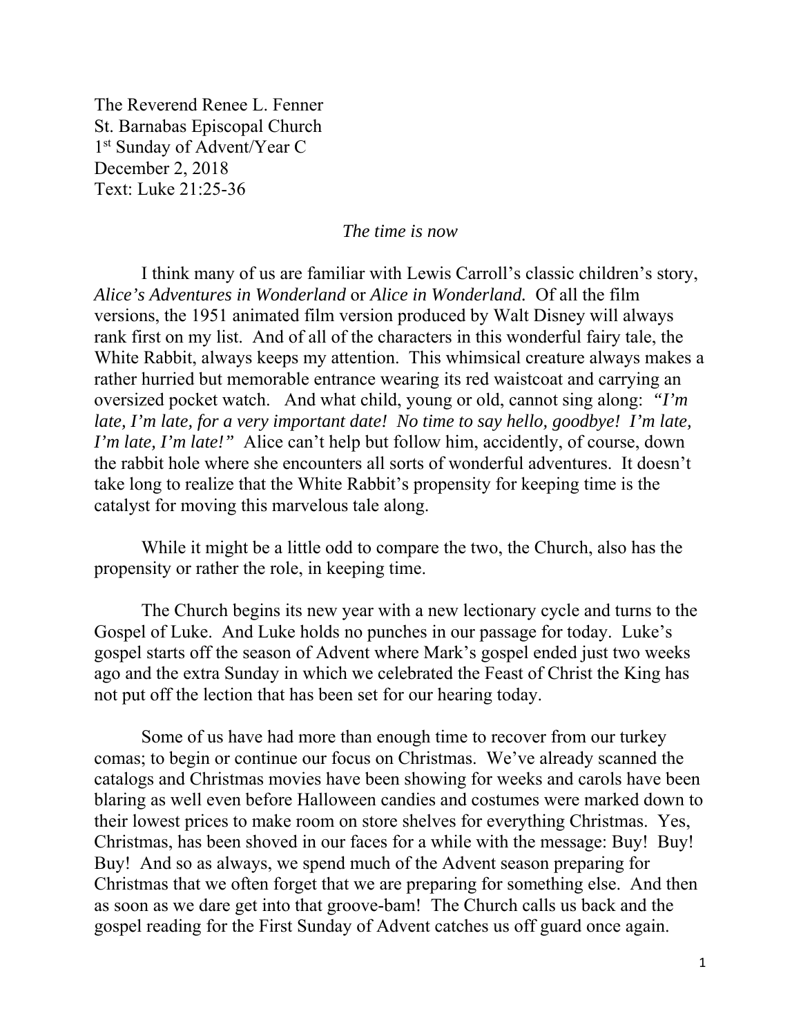The Reverend Renee L. Fenner
St. Barnabas Episcopal Church
1st Sunday of Advent/Year C
December 2, 2018
Text: Luke 21:25-36

*The time is now*

I think many of us are familiar with Lewis Carroll's classic children's story, *Alice's Adventures in Wonderland* or *Alice in Wonderland.* Of all the film versions, the 1951 animated film version produced by Walt Disney will always rank first on my list. And of all of the characters in this wonderful fairy tale, the White Rabbit, always keeps my attention. This whimsical creature always makes a rather hurried but memorable entrance wearing its red waistcoat and carrying an oversized pocket watch. And what child, young or old, cannot sing along: *"I'm late, I'm late, for a very important date! No time to say hello, goodbye! I'm late, I'm late, I'm late!"* Alice can't help but follow him, accidently, of course, down the rabbit hole where she encounters all sorts of wonderful adventures. It doesn't take long to realize that the White Rabbit's propensity for keeping time is the catalyst for moving this marvelous tale along.

While it might be a little odd to compare the two, the Church, also has the propensity or rather the role, in keeping time.

The Church begins its new year with a new lectionary cycle and turns to the Gospel of Luke. And Luke holds no punches in our passage for today. Luke's gospel starts off the season of Advent where Mark's gospel ended just two weeks ago and the extra Sunday in which we celebrated the Feast of Christ the King has not put off the lection that has been set for our hearing today.

Some of us have had more than enough time to recover from our turkey comas; to begin or continue our focus on Christmas. We've already scanned the catalogs and Christmas movies have been showing for weeks and carols have been blaring as well even before Halloween candies and costumes were marked down to their lowest prices to make room on store shelves for everything Christmas. Yes, Christmas, has been shoved in our faces for a while with the message: Buy! Buy! Buy! And so as always, we spend much of the Advent season preparing for Christmas that we often forget that we are preparing for something else. And then as soon as we dare get into that groove-bam! The Church calls us back and the gospel reading for the First Sunday of Advent catches us off guard once again.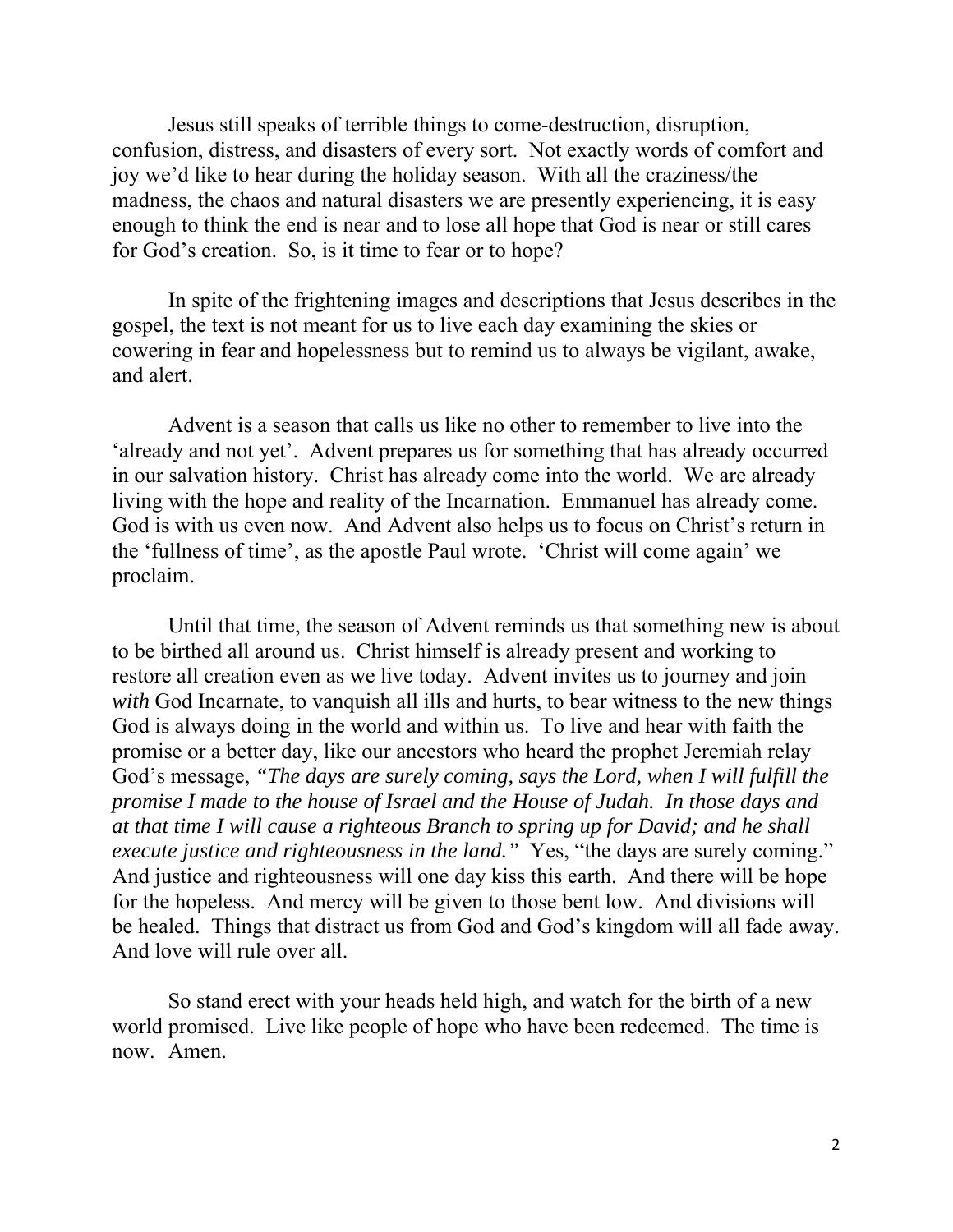Jesus still speaks of terrible things to come-destruction, disruption, confusion, distress, and disasters of every sort. Not exactly words of comfort and joy we'd like to hear during the holiday season. With all the craziness/the madness, the chaos and natural disasters we are presently experiencing, it is easy enough to think the end is near and to lose all hope that God is near or still cares for God's creation. So, is it time to fear or to hope?

In spite of the frightening images and descriptions that Jesus describes in the gospel, the text is not meant for us to live each day examining the skies or cowering in fear and hopelessness but to remind us to always be vigilant, awake, and alert.

Advent is a season that calls us like no other to remember to live into the 'already and not yet'. Advent prepares us for something that has already occurred in our salvation history. Christ has already come into the world. We are already living with the hope and reality of the Incarnation. Emmanuel has already come. God is with us even now. And Advent also helps us to focus on Christ's return in the 'fullness of time', as the apostle Paul wrote. 'Christ will come again' we proclaim.

Until that time, the season of Advent reminds us that something new is about to be birthed all around us. Christ himself is already present and working to restore all creation even as we live today. Advent invites us to journey and join *with* God Incarnate, to vanquish all ills and hurts, to bear witness to the new things God is always doing in the world and within us. To live and hear with faith the promise or a better day, like our ancestors who heard the prophet Jeremiah relay God's message, *"The days are surely coming, says the Lord, when I will fulfill the promise I made to the house of Israel and the House of Judah. In those days and at that time I will cause a righteous Branch to spring up for David; and he shall execute justice and righteousness in the land."* Yes, "the days are surely coming." And justice and righteousness will one day kiss this earth. And there will be hope for the hopeless. And mercy will be given to those bent low. And divisions will be healed. Things that distract us from God and God's kingdom will all fade away. And love will rule over all.

So stand erect with your heads held high, and watch for the birth of a new world promised. Live like people of hope who have been redeemed. The time is now. Amen.